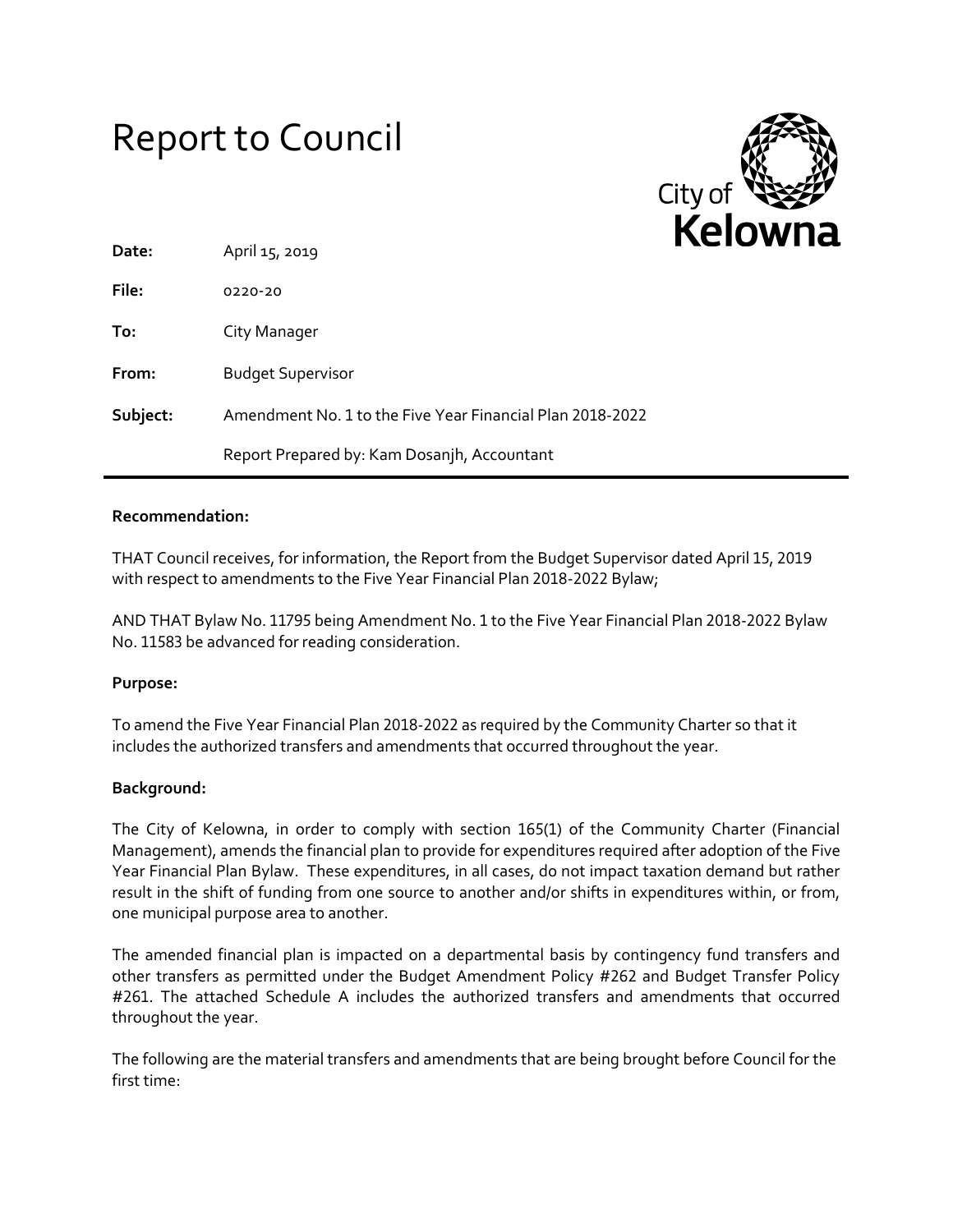# Report to Council

City of Kelowna

**Date:** April 15, 2019

**File:** 0220-20

**To:** City Manager

**From:** Budget Supervisor

**Subject:** Amendment No. 1 to the Five Year Financial Plan 2018-2022

Report Prepared by: Kam Dosanjh, Accountant

---

**Recommendation:**

THAT Council receives, for information, the Report from the Budget Supervisor dated April 15, 2019 with respect to amendments to the Five Year Financial Plan 2018-2022 Bylaw;

AND THAT Bylaw No. 11795 being Amendment No. 1 to the Five Year Financial Plan 2018-2022 Bylaw No. 11583 be advanced for reading consideration.

**Purpose:**

To amend the Five Year Financial Plan 2018-2022 as required by the Community Charter so that it includes the authorized transfers and amendments that occurred throughout the year.

**Background:**

The City of Kelowna, in order to comply with section 165(1) of the Community Charter (Financial Management), amends the financial plan to provide for expenditures required after adoption of the Five Year Financial Plan Bylaw. These expenditures, in all cases, do not impact taxation demand but rather result in the shift of funding from one source to another and/or shifts in expenditures within, or from, one municipal purpose area to another.

The amended financial plan is impacted on a departmental basis by contingency fund transfers and other transfers as permitted under the Budget Amendment Policy #262 and Budget Transfer Policy #261. The attached Schedule A includes the authorized transfers and amendments that occurred throughout the year.

The following are the material transfers and amendments that are being brought before Council for the first time: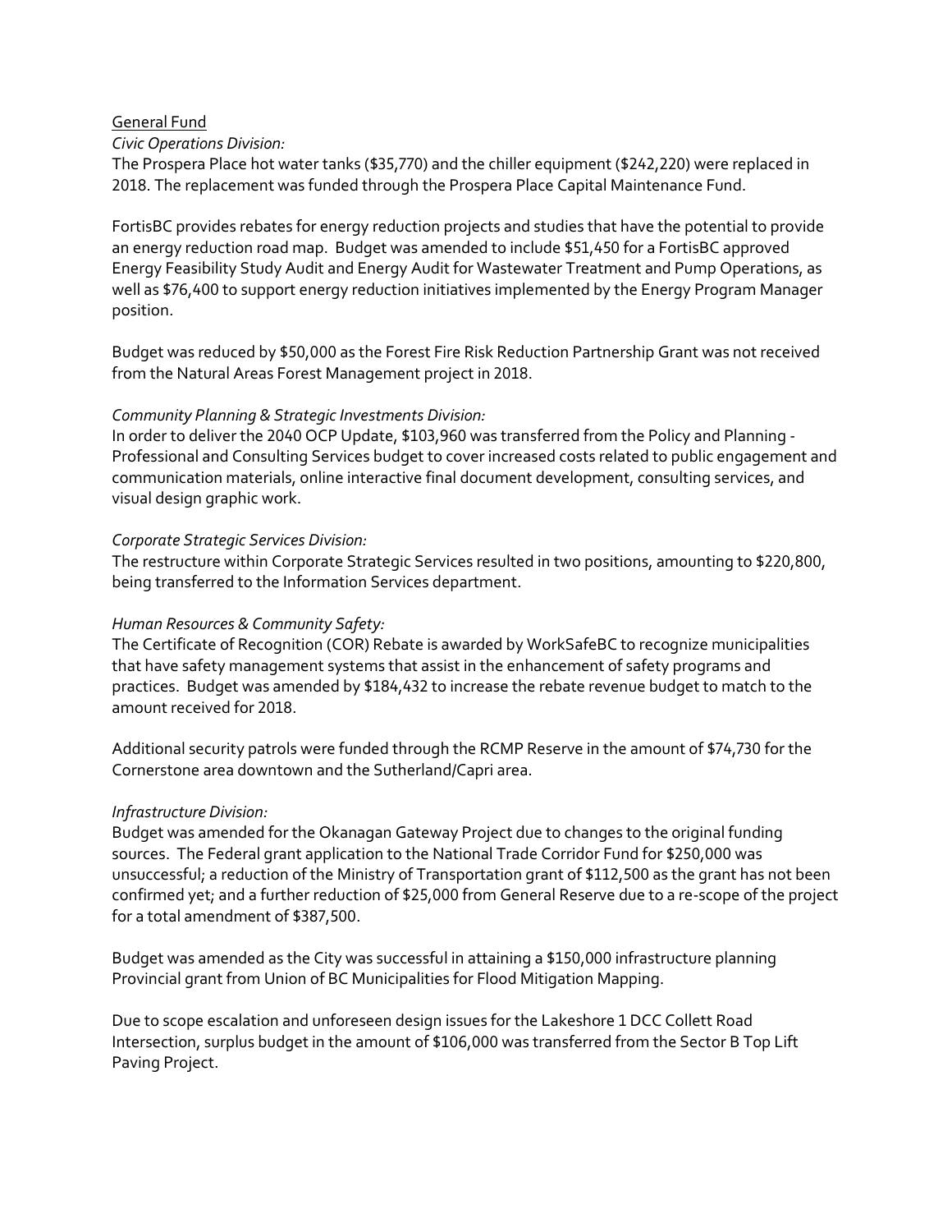General Fund

*Civic Operations Division:*

The Prospera Place hot water tanks ($35,770) and the chiller equipment ($242,220) were replaced in 2018. The replacement was funded through the Prospera Place Capital Maintenance Fund.

FortisBC provides rebates for energy reduction projects and studies that have the potential to provide an energy reduction road map. Budget was amended to include $51,450 for a FortisBC approved Energy Feasibility Study Audit and Energy Audit for Wastewater Treatment and Pump Operations, as well as $76,400 to support energy reduction initiatives implemented by the Energy Program Manager position.

Budget was reduced by $50,000 as the Forest Fire Risk Reduction Partnership Grant was not received from the Natural Areas Forest Management project in 2018.

*Community Planning & Strategic Investments Division:*

In order to deliver the 2040 OCP Update, $103,960 was transferred from the Policy and Planning - Professional and Consulting Services budget to cover increased costs related to public engagement and communication materials, online interactive final document development, consulting services, and visual design graphic work.

*Corporate Strategic Services Division:*

The restructure within Corporate Strategic Services resulted in two positions, amounting to $220,800, being transferred to the Information Services department.

*Human Resources & Community Safety:*

The Certificate of Recognition (COR) Rebate is awarded by WorkSafeBC to recognize municipalities that have safety management systems that assist in the enhancement of safety programs and practices. Budget was amended by $184,432 to increase the rebate revenue budget to match to the amount received for 2018.

Additional security patrols were funded through the RCMP Reserve in the amount of $74,730 for the Cornerstone area downtown and the Sutherland/Capri area.

*Infrastructure Division:*

Budget was amended for the Okanagan Gateway Project due to changes to the original funding sources. The Federal grant application to the National Trade Corridor Fund for $250,000 was unsuccessful; a reduction of the Ministry of Transportation grant of $112,500 as the grant has not been confirmed yet; and a further reduction of $25,000 from General Reserve due to a re-scope of the project for a total amendment of $387,500.

Budget was amended as the City was successful in attaining a $150,000 infrastructure planning Provincial grant from Union of BC Municipalities for Flood Mitigation Mapping.

Due to scope escalation and unforeseen design issues for the Lakeshore 1 DCC Collett Road Intersection, surplus budget in the amount of $106,000 was transferred from the Sector B Top Lift Paving Project.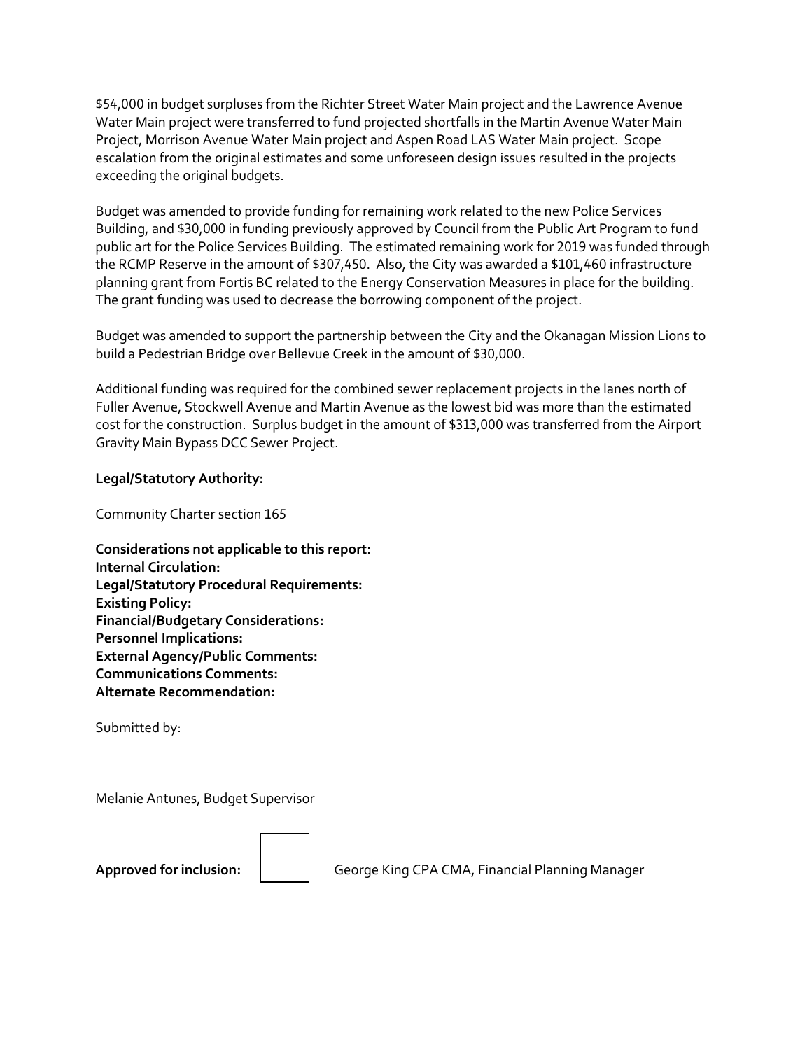$54,000 in budget surpluses from the Richter Street Water Main project and the Lawrence Avenue Water Main project were transferred to fund projected shortfalls in the Martin Avenue Water Main Project, Morrison Avenue Water Main project and Aspen Road LAS Water Main project. Scope escalation from the original estimates and some unforeseen design issues resulted in the projects exceeding the original budgets.

Budget was amended to provide funding for remaining work related to the new Police Services Building, and $30,000 in funding previously approved by Council from the Public Art Program to fund public art for the Police Services Building. The estimated remaining work for 2019 was funded through the RCMP Reserve in the amount of $307,450. Also, the City was awarded a $101,460 infrastructure planning grant from Fortis BC related to the Energy Conservation Measures in place for the building. The grant funding was used to decrease the borrowing component of the project.

Budget was amended to support the partnership between the City and the Okanagan Mission Lions to build a Pedestrian Bridge over Bellevue Creek in the amount of $30,000.

Additional funding was required for the combined sewer replacement projects in the lanes north of Fuller Avenue, Stockwell Avenue and Martin Avenue as the lowest bid was more than the estimated cost for the construction. Surplus budget in the amount of $313,000 was transferred from the Airport Gravity Main Bypass DCC Sewer Project.

**Legal/Statutory Authority:**

Community Charter section 165

**Considerations not applicable to this report:**
**Internal Circulation:**
**Legal/Statutory Procedural Requirements:**
**Existing Policy:**
**Financial/Budgetary Considerations:**
**Personnel Implications:**
**External Agency/Public Comments:**
**Communications Comments:**
**Alternate Recommendation:**

Submitted by:

Melanie Antunes, Budget Supervisor

**Approved for inclusion:** George King CPA CMA, Financial Planning Manager